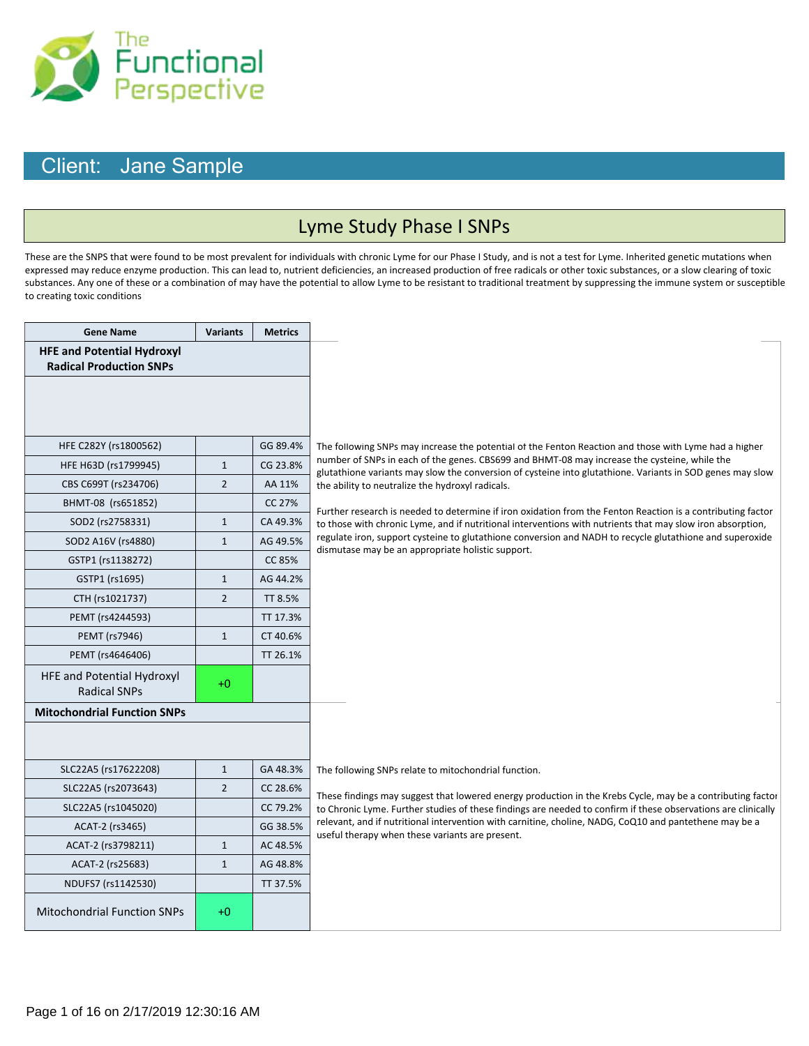The Functional Perspective

## Client: Jane Sample

# Lyme Study Phase I SNPs

These are the SNPS that were found to be most prevalent for individuals with chronic Lyme for our Phase I Study, and is not a test for Lyme. Inherited genetic mutations when expressed may reduce enzyme production. This can lead to, nutrient deficiencies, an increased production of free radicals or other toxic substances, or a slow clearing of toxic substances. Any one of these or a combination of may have the potential to allow Lyme to be resistant to traditional treatment by suppressing the immune system or susceptible to creating toxic conditions

| Gene Name | Variants | Metrics |
|---|---|---|
| **HFE and Potential Hydroxyl Radical Production SNPs** | | |
| HFE C282Y (rs1800562) | | GG 89.4% |
| HFE H63D (rs1799945) | 1 | CG 23.8% |
| CBS C699T (rs234706) | 2 | AA 11% |
| BHMT-08 (rs651852) | | CC 27% |
| SOD2 (rs2758331) | 1 | CA 49.3% |
| SOD2 A16V (rs4880) | 1 | AG 49.5% |
| GSTP1 (rs1138272) | | CC 85% |
| GSTP1 (rs1695) | 1 | AG 44.2% |
| CTH (rs1021737) | 2 | TT 8.5% |
| PEMT (rs4244593) | | TT 17.3% |
| PEMT (rs7946) | 1 | CT 40.6% |
| PEMT (rs4646406) | | TT 26.1% |
| HFE and Potential Hydroxyl Radical SNPs | +0 | |

The following SNPs may increase the potential of the Fenton Reaction and those with Lyme had a higher number of SNPs in each of the genes. CBS699 and BHMT-08 may increase the cysteine, while the glutathione variants may slow the conversion of cysteine into glutathione. Variants in SOD genes may slow the ability to neutralize the hydroxyl radicals.

Further research is needed to determine if iron oxidation from the Fenton Reaction is a contributing factor to those with chronic Lyme, and if nutritional interventions with nutrients that may slow iron absorption, regulate iron, support cysteine to glutathione conversion and NADH to recycle glutathione and superoxide dismutase may be an appropriate holistic support.

| Gene Name | Variants | Metrics |
|---|---|---|
| **Mitochondrial Function SNPs** | | |
| SLC22A5 (rs17622208) | 1 | GA 48.3% |
| SLC22A5 (rs2073643) | 2 | CC 28.6% |
| SLC22A5 (rs1045020) | | CC 79.2% |
| ACAT-2 (rs3465) | | GG 38.5% |
| ACAT-2 (rs3798211) | 1 | AC 48.5% |
| ACAT-2 (rs25683) | 1 | AG 48.8% |
| NDUFS7 (rs1142530) | | TT 37.5% |
| Mitochondrial Function SNPs | +0 | |

The following SNPs relate to mitochondrial function.

These findings may suggest that lowered energy production in the Krebs Cycle, may be a contributing factor to Chronic Lyme. Further studies of these findings are needed to confirm if these observations are clinically relevant, and if nutritional intervention with carnitine, choline, NADG, CoQ10 and pantethene may be a useful therapy when these variants are present.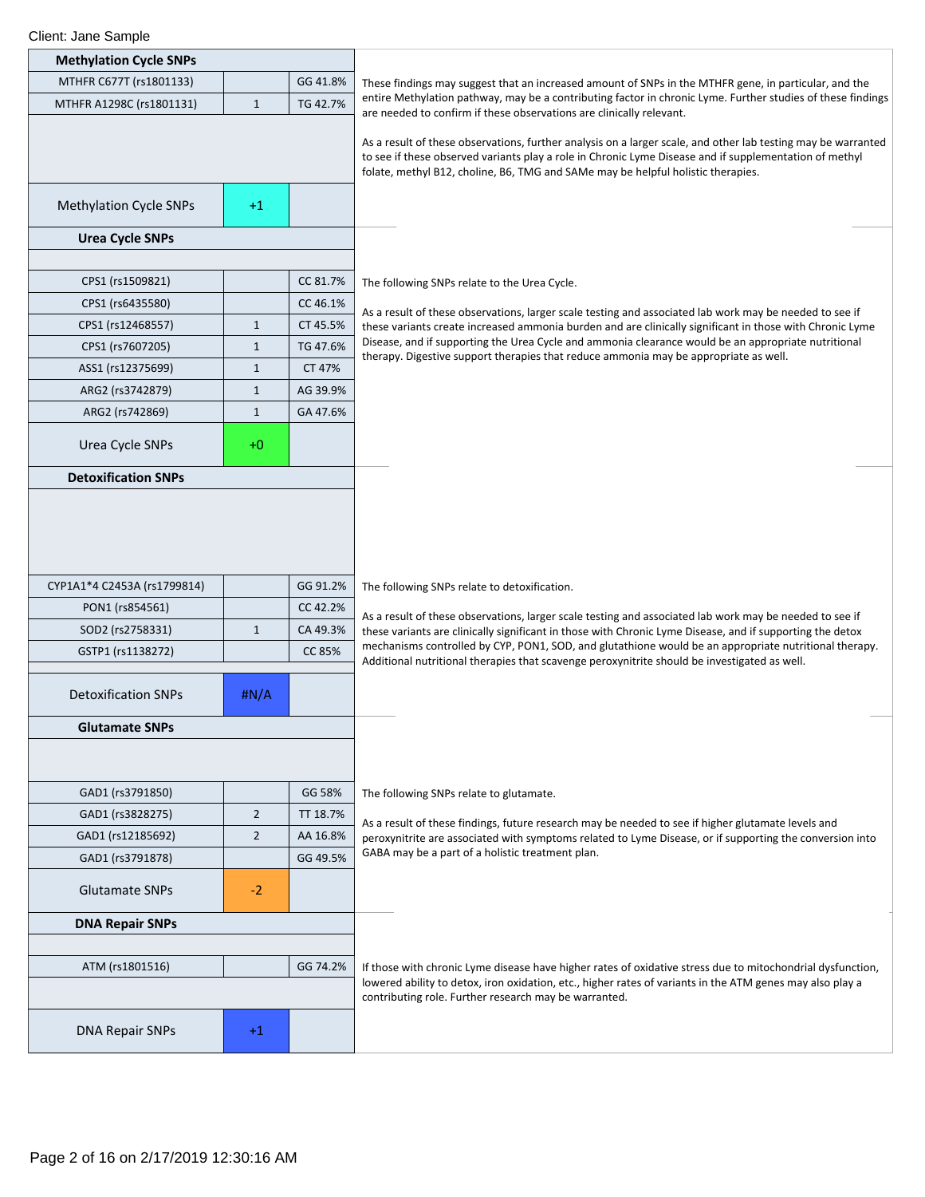Client: Jane Sample

## Methylation Cycle SNPs

| SNP | Score | Result |
|---|---|---|
| MTHFR C677T (rs1801133) | | GG 41.8% |
| MTHFR A1298C (rs1801131) | 1 | TG 42.7% |
| **Methylation Cycle SNPs** | +1 | |

These findings may suggest that an increased amount of SNPs in the MTHFR gene, in particular, and the entire Methylation pathway, may be a contributing factor in chronic Lyme. Further studies of these findings are needed to confirm if these observations are clinically relevant.

As a result of these observations, further analysis on a larger scale, and other lab testing may be warranted to see if these observed variants play a role in Chronic Lyme Disease and if supplementation of methyl folate, methyl B12, choline, B6, TMG and SAMe may be helpful holistic therapies.

## Urea Cycle SNPs

| SNP | Score | Result |
|---|---|---|
| CPS1 (rs1509821) | | CC 81.7% |
| CPS1 (rs6435580) | | CC 46.1% |
| CPS1 (rs12468557) | 1 | CT 45.5% |
| CPS1 (rs7607205) | 1 | TG 47.6% |
| ASS1 (rs12375699) | 1 | CT 47% |
| ARG2 (rs3742879) | 1 | AG 39.9% |
| ARG2 (rs742869) | 1 | GA 47.6% |
| **Urea Cycle SNPs** | +0 | |

The following SNPs relate to the Urea Cycle.

As a result of these observations, larger scale testing and associated lab work may be needed to see if these variants create increased ammonia burden and are clinically significant in those with Chronic Lyme Disease, and if supporting the Urea Cycle and ammonia clearance would be an appropriate nutritional therapy. Digestive support therapies that reduce ammonia may be appropriate as well.

## Detoxification SNPs

| SNP | Score | Result |
|---|---|---|
| CYP1A1*4 C2453A (rs1799814) | | GG 91.2% |
| PON1 (rs854561) | | CC 42.2% |
| SOD2 (rs2758331) | 1 | CA 49.3% |
| GSTP1 (rs1138272) | | CC 85% |
| **Detoxification SNPs** | #N/A | |

The following SNPs relate to detoxification.

As a result of these observations, larger scale testing and associated lab work may be needed to see if these variants are clinically significant in those with Chronic Lyme Disease, and if supporting the detox mechanisms controlled by CYP, PON1, SOD, and glutathione would be an appropriate nutritional therapy. Additional nutritional therapies that scavenge peroxynitrite should be investigated as well.

## Glutamate SNPs

| SNP | Score | Result |
|---|---|---|
| GAD1 (rs3791850) | | GG 58% |
| GAD1 (rs3828275) | 2 | TT 18.7% |
| GAD1 (rs12185692) | 2 | AA 16.8% |
| GAD1 (rs3791878) | | GG 49.5% |
| **Glutamate SNPs** | -2 | |

The following SNPs relate to glutamate.

As a result of these findings, future research may be needed to see if higher glutamate levels and peroxynitrite are associated with symptoms related to Lyme Disease, or if supporting the conversion into GABA may be a part of a holistic treatment plan.

## DNA Repair SNPs

| SNP | Score | Result |
|---|---|---|
| ATM (rs1801516) | | GG 74.2% |
| **DNA Repair SNPs** | +1 | |

If those with chronic Lyme disease have higher rates of oxidative stress due to mitochondrial dysfunction, lowered ability to detox, iron oxidation, etc., higher rates of variants in the ATM genes may also play a contributing role. Further research may be warranted.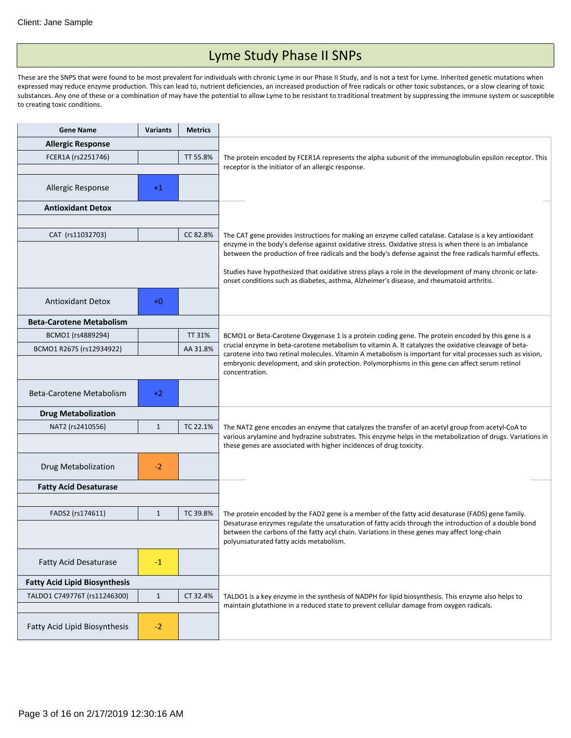Client: Jane Sample

# Lyme Study Phase II SNPs

These are the SNPS that were found to be most prevalent for individuals with chronic Lyme in our Phase II Study, and is not a test for Lyme. Inherited genetic mutations when expressed may reduce enzyme production. This can lead to, nutrient deficiencies, an increased production of free radicals or other toxic substances, or a slow clearing of toxic substances. Any one of these or a combination of may have the potential to allow Lyme to be resistant to traditional treatment by suppressing the immune system or susceptible to creating toxic conditions.

| Gene Name | Variants | Metrics | |
|---|---|---|---|
| **Allergic Response** | | | |
| FCER1A (rs2251746) | | TT 55.8% | The protein encoded by FCER1A represents the alpha subunit of the immunoglobulin epsilon receptor. This receptor is the initiator of an allergic response. |
| Allergic Response | +1 | | |
| **Antioxidant Detox** | | | |
| CAT (rs11032703) | | CC 82.8% | The CAT gene provides instructions for making an enzyme called catalase. Catalase is a key antioxidant enzyme in the body's defense against oxidative stress. Oxidative stress is when there is an imbalance between the production of free radicals and the body's defense against the free radicals harmful effects. Studies have hypothesized that oxidative stress plays a role in the development of many chronic or late-onset conditions such as diabetes, asthma, Alzheimer's disease, and rheumatoid arthritis. |
| Antioxidant Detox | +0 | | |
| **Beta-Carotene Metabolism** | | | |
| BCMO1 (rs4889294) | | TT 31% | BCMO1 or Beta-Carotene Oxygenase 1 is a protein coding gene. The protein encoded by this gene is a crucial enzyme in beta-carotene metabolism to vitamin A. It catalyzes the oxidative cleavage of beta-carotene into two retinal molecules. Vitamin A metabolism is important for vital processes such as vision, embryonic development, and skin protection. Polymorphisms in this gene can affect serum retinol concentration. |
| BCMO1 R267S (rs12934922) | | AA 31.8% | |
| Beta-Carotene Metabolism | +2 | | |
| **Drug Metabolization** | | | |
| NAT2 (rs2410556) | 1 | TC 22.1% | The NAT2 gene encodes an enzyme that catalyzes the transfer of an acetyl group from acetyl-CoA to various arylamine and hydrazine substrates. This enzyme helps in the metabolization of drugs. Variations in these genes are associated with higher incidences of drug toxicity. |
| Drug Metabolization | -2 | | |
| **Fatty Acid Desaturase** | | | |
| FADS2 (rs174611) | 1 | TC 39.8% | The protein encoded by the FAD2 gene is a member of the fatty acid desaturase (FADS) gene family. Desaturase enzymes regulate the unsaturation of fatty acids through the introduction of a double bond between the carbons of the fatty acyl chain. Variations in these genes may affect long-chain polyunsaturated fatty acids metabolism. |
| Fatty Acid Desaturase | -1 | | |
| **Fatty Acid Lipid Biosynthesis** | | | |
| TALDO1 C749776T (rs11246300) | 1 | CT 32.4% | TALDO1 is a key enzyme in the synthesis of NADPH for lipid biosynthesis. This enzyme also helps to maintain glutathione in a reduced state to prevent cellular damage from oxygen radicals. |
| Fatty Acid Lipid Biosynthesis | -2 | | |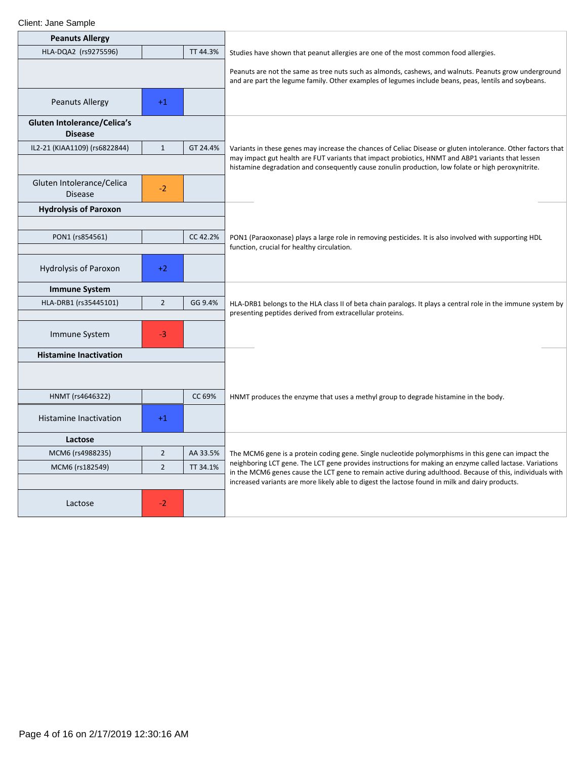Client: Jane Sample

## Peanuts Allergy

| Gene | Score | Result |
|---|---|---|
| HLA-DQA2 (rs9275596) | | TT 44.3% |
| Peanuts Allergy | +1 | |

Studies have shown that peanut allergies are one of the most common food allergies.

Peanuts are not the same as tree nuts such as almonds, cashews, and walnuts. Peanuts grow underground and are part the legume family. Other examples of legumes include beans, peas, lentils and soybeans.

## Gluten Intolerance/Celica's Disease

| Gene | Score | Result |
|---|---|---|
| IL2-21 (KIAA1109) (rs6822844) | 1 | GT 24.4% |
| Gluten Intolerance/Celica Disease | -2 | |

Variants in these genes may increase the chances of Celiac Disease or gluten intolerance. Other factors that may impact gut health are FUT variants that impact probiotics, HNMT and ABP1 variants that lessen histamine degradation and consequently cause zonulin production, low folate or high peroxynitrite.

## Hydrolysis of Paroxon

| Gene | Score | Result |
|---|---|---|
| PON1 (rs854561) | | CC 42.2% |
| Hydrolysis of Paroxon | +2 | |

PON1 (Paraoxonase) plays a large role in removing pesticides. It is also involved with supporting HDL function, crucial for healthy circulation.

## Immune System

| Gene | Score | Result |
|---|---|---|
| HLA-DRB1 (rs35445101) | 2 | GG 9.4% |
| Immune System | -3 | |

HLA-DRB1 belongs to the HLA class II of beta chain paralogs. It plays a central role in the immune system by presenting peptides derived from extracellular proteins.

## Histamine Inactivation

| Gene | Score | Result |
|---|---|---|
| HNMT (rs4646322) | | CC 69% |
| Histamine Inactivation | +1 | |

HNMT produces the enzyme that uses a methyl group to degrade histamine in the body.

## Lactose

| Gene | Score | Result |
|---|---|---|
| MCM6 (rs4988235) | 2 | AA 33.5% |
| MCM6 (rs182549) | 2 | TT 34.1% |
| Lactose | -2 | |

The MCM6 gene is a protein coding gene. Single nucleotide polymorphisms in this gene can impact the neighboring LCT gene. The LCT gene provides instructions for making an enzyme called lactase. Variations in the MCM6 genes cause the LCT gene to remain active during adulthood. Because of this, individuals with increased variants are more likely able to digest the lactose found in milk and dairy products.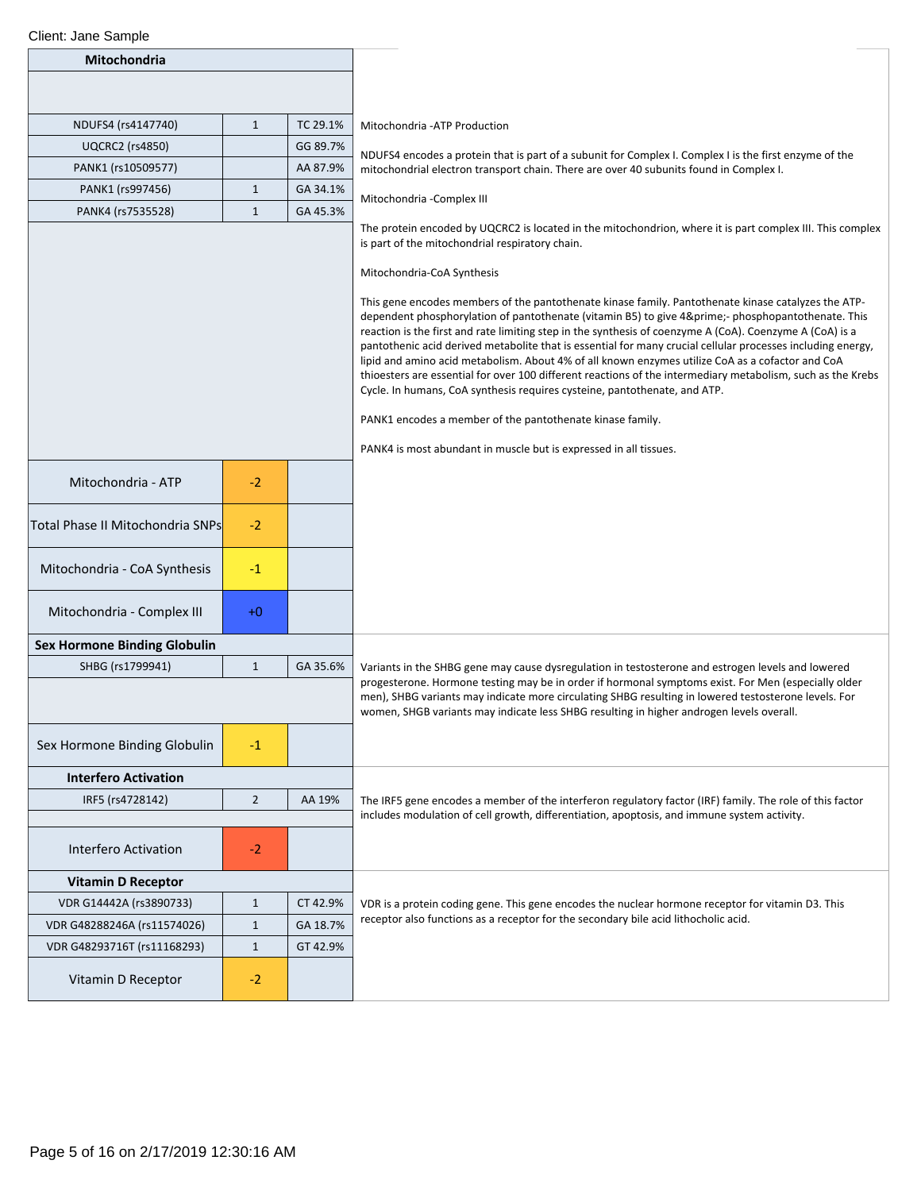Client: Jane Sample

| Mitochondria | | | |
|---|---|---|---|
| NDUFS4 (rs4147740) | 1 | TC 29.1% | Mitochondria -ATP Production |
| UQCRC2 (rs4850) | | GG 89.7% | NDUFS4 encodes a protein that is part of a subunit for Complex I. Complex I is the first enzyme of the mitochondrial electron transport chain. There are over 40 subunits found in Complex I. |
| PANK1 (rs10509577) | | AA 87.9% | Mitochondria -Complex III |
| PANK1 (rs997456) | 1 | GA 34.1% | The protein encoded by UQCRC2 is located in the mitochondrion, where it is part complex III. This complex is part of the mitochondrial respiratory chain. |
| PANK4 (rs7535528) | 1 | GA 45.3% | Mitochondria-CoA Synthesis |
| | | | This gene encodes members of the pantothenate kinase family. Pantothenate kinase catalyzes the ATP-dependent phosphorylation of pantothenate (vitamin B5) to give 4&prime;- phosphopantothenate. This reaction is the first and rate limiting step in the synthesis of coenzyme A (CoA). Coenzyme A (CoA) is a pantothenic acid derived metabolite that is essential for many crucial cellular processes including energy, lipid and amino acid metabolism. About 4% of all known enzymes utilize CoA as a cofactor and CoA thioesters are essential for over 100 different reactions of the intermediary metabolism, such as the Krebs Cycle. In humans, CoA synthesis requires cysteine, pantothenate, and ATP. |
| | | | PANK1 encodes a member of the pantothenate kinase family. |
| | | | PANK4 is most abundant in muscle but is expressed in all tissues. |
| Mitochondria - ATP | -2 | | |
| Total Phase II Mitochondria SNPs | -2 | | |
| Mitochondria - CoA Synthesis | -1 | | |
| Mitochondria - Complex III | +0 | | |

| Sex Hormone Binding Globulin | | | |
|---|---|---|---|
| SHBG (rs1799941) | 1 | GA 35.6% | Variants in the SHBG gene may cause dysregulation in testosterone and estrogen levels and lowered progesterone. Hormone testing may be in order if hormonal symptoms exist. For Men (especially older men), SHBG variants may indicate more circulating SHBG resulting in lowered testosterone levels. For women, SHGB variants may indicate less SHBG resulting in higher androgen levels overall. |
| Sex Hormone Binding Globulin | -1 | | |

| Interfero Activation | | | |
|---|---|---|---|
| IRF5 (rs4728142) | 2 | AA 19% | The IRF5 gene encodes a member of the interferon regulatory factor (IRF) family. The role of this factor includes modulation of cell growth, differentiation, apoptosis, and immune system activity. |
| Interfero Activation | -2 | | |

| Vitamin D Receptor | | | |
|---|---|---|---|
| VDR G14442A (rs3890733) | 1 | CT 42.9% | VDR is a protein coding gene. This gene encodes the nuclear hormone receptor for vitamin D3. This receptor also functions as a receptor for the secondary bile acid lithocholic acid. |
| VDR G48288246A (rs11574026) | 1 | GA 18.7% | |
| VDR G48293716T (rs11168293) | 1 | GT 42.9% | |
| Vitamin D Receptor | -2 | | |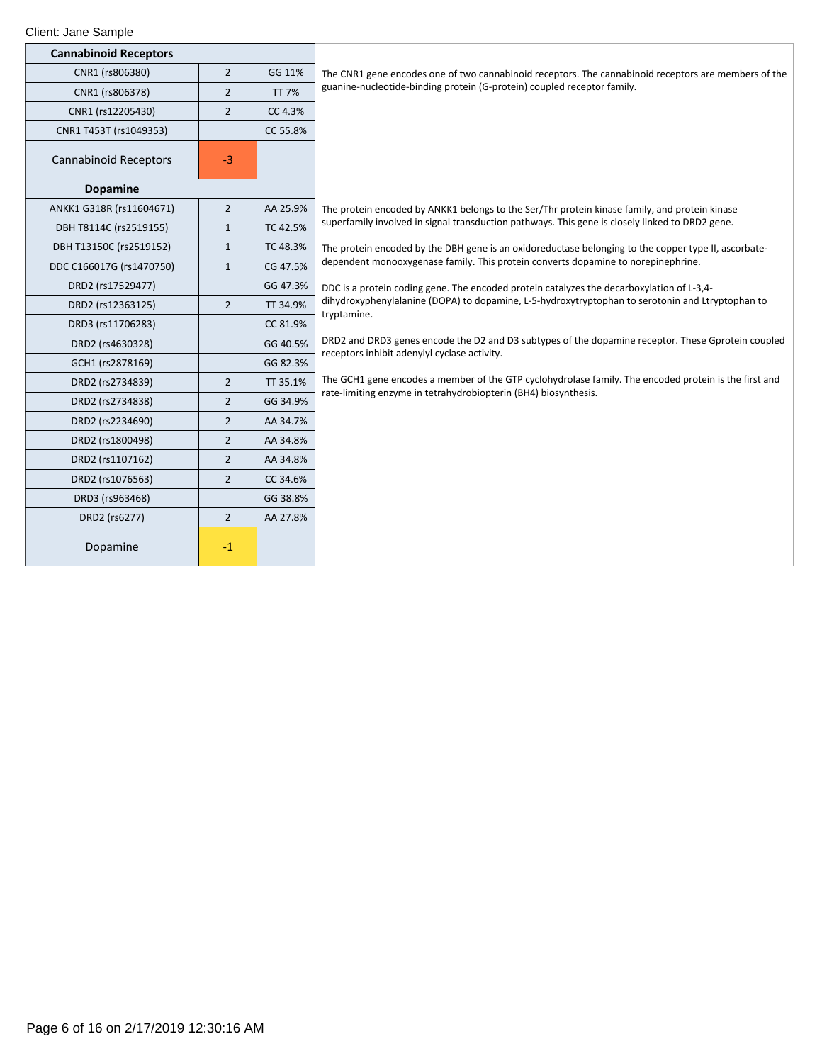Client: Jane Sample

| Cannabinoid Receptors | | | |
|---|---|---|---|
| CNR1 (rs806380) | 2 | GG 11% | The CNR1 gene encodes one of two cannabinoid receptors. The cannabinoid receptors are members of the guanine-nucleotide-binding protein (G-protein) coupled receptor family. |
| CNR1 (rs806378) | 2 | TT 7% | |
| CNR1 (rs12205430) | 2 | CC 4.3% | |
| CNR1 T453T (rs1049353) | | CC 55.8% | |
| Cannabinoid Receptors | -3 | | |

| Dopamine | | | |
|---|---|---|---|
| ANKK1 G318R (rs11604671) | 2 | AA 25.9% | The protein encoded by ANKK1 belongs to the Ser/Thr protein kinase family, and protein kinase superfamily involved in signal transduction pathways. This gene is closely linked to DRD2 gene. |
| DBH T8114C (rs2519155) | 1 | TC 42.5% | |
| DBH T13150C (rs2519152) | 1 | TC 48.3% | The protein encoded by the DBH gene is an oxidoreductase belonging to the copper type II, ascorbate-dependent monooxygenase family. This protein converts dopamine to norepinephrine. |
| DDC C166017G (rs1470750) | 1 | CG 47.5% | |
| DRD2 (rs17529477) | | GG 47.3% | DDC is a protein coding gene. The encoded protein catalyzes the decarboxylation of L-3,4-dihydroxyphenylalanine (DOPA) to dopamine, L-5-hydroxytryptophan to serotonin and Ltryptophan to tryptamine. |
| DRD2 (rs12363125) | 2 | TT 34.9% | |
| DRD3 (rs11706283) | | CC 81.9% | |
| DRD2 (rs4630328) | | GG 40.5% | DRD2 and DRD3 genes encode the D2 and D3 subtypes of the dopamine receptor. These Gprotein coupled receptors inhibit adenylyl cyclase activity. |
| GCH1 (rs2878169) | | GG 82.3% | |
| DRD2 (rs2734839) | 2 | TT 35.1% | The GCH1 gene encodes a member of the GTP cyclohydrolase family. The encoded protein is the first and rate-limiting enzyme in tetrahydrobiopterin (BH4) biosynthesis. |
| DRD2 (rs2734838) | 2 | GG 34.9% | |
| DRD2 (rs2234690) | 2 | AA 34.7% | |
| DRD2 (rs1800498) | 2 | AA 34.8% | |
| DRD2 (rs1107162) | 2 | AA 34.8% | |
| DRD2 (rs1076563) | 2 | CC 34.6% | |
| DRD3 (rs963468) | | GG 38.8% | |
| DRD2 (rs6277) | 2 | AA 27.8% | |
| Dopamine | -1 | | |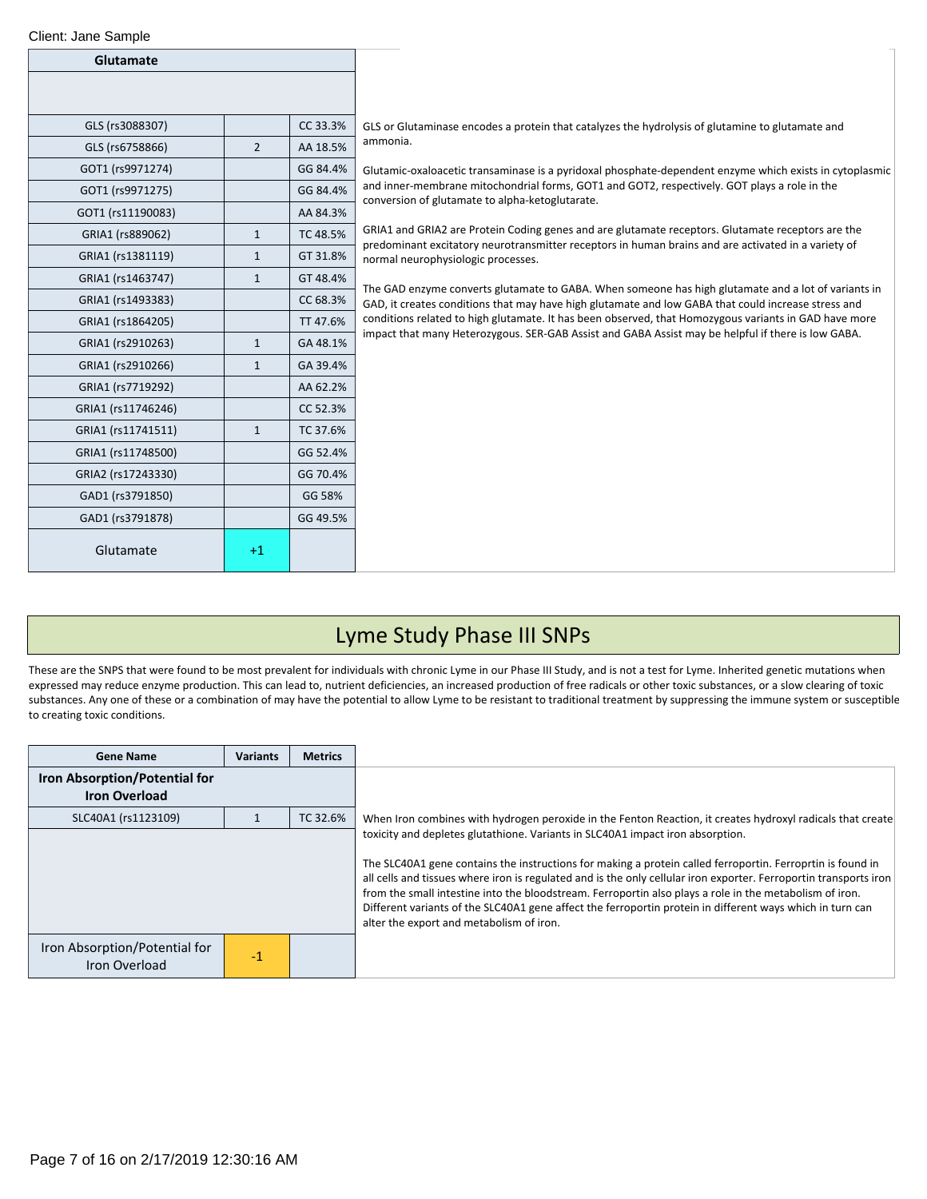Client: Jane Sample

| Glutamate | | |
|---|---|---|
| | | |
| GLS (rs3088307) | | CC 33.3% |
| GLS (rs6758866) | 2 | AA 18.5% |
| GOT1 (rs9971274) | | GG 84.4% |
| GOT1 (rs9971275) | | GG 84.4% |
| GOT1 (rs11190083) | | AA 84.3% |
| GRIA1 (rs889062) | 1 | TC 48.5% |
| GRIA1 (rs1381119) | 1 | GT 31.8% |
| GRIA1 (rs1463747) | 1 | GT 48.4% |
| GRIA1 (rs1493383) | | CC 68.3% |
| GRIA1 (rs1864205) | | TT 47.6% |
| GRIA1 (rs2910263) | 1 | GA 48.1% |
| GRIA1 (rs2910266) | 1 | GA 39.4% |
| GRIA1 (rs7719292) | | AA 62.2% |
| GRIA1 (rs11746246) | | CC 52.3% |
| GRIA1 (rs11741511) | 1 | TC 37.6% |
| GRIA1 (rs11748500) | | GG 52.4% |
| GRIA2 (rs17243330) | | GG 70.4% |
| GAD1 (rs3791850) | | GG 58% |
| GAD1 (rs3791878) | | GG 49.5% |
| Glutamate | +1 | |

GLS or Glutaminase encodes a protein that catalyzes the hydrolysis of glutamine to glutamate and ammonia.

Glutamic-oxaloacetic transaminase is a pyridoxal phosphate-dependent enzyme which exists in cytoplasmic and inner-membrane mitochondrial forms, GOT1 and GOT2, respectively. GOT plays a role in the conversion of glutamate to alpha-ketoglutarate.

GRIA1 and GRIA2 are Protein Coding genes and are glutamate receptors. Glutamate receptors are the predominant excitatory neurotransmitter receptors in human brains and are activated in a variety of normal neurophysiologic processes.

The GAD enzyme converts glutamate to GABA. When someone has high glutamate and a lot of variants in GAD, it creates conditions that may have high glutamate and low GABA that could increase stress and conditions related to high glutamate. It has been observed, that Homozygous variants in GAD have more impact that many Heterozygous. SER-GAB Assist and GABA Assist may be helpful if there is low GABA.

# Lyme Study Phase III SNPs

These are the SNPS that were found to be most prevalent for individuals with chronic Lyme in our Phase III Study, and is not a test for Lyme. Inherited genetic mutations when expressed may reduce enzyme production. This can lead to, nutrient deficiencies, an increased production of free radicals or other toxic substances, or a slow clearing of toxic substances. Any one of these or a combination of may have the potential to allow Lyme to be resistant to traditional treatment by suppressing the immune system or susceptible to creating toxic conditions.

| Gene Name | Variants | Metrics |
|---|---|---|
| **Iron Absorption/Potential for Iron Overload** | | |
| SLC40A1 (rs1123109) | 1 | TC 32.6% |
| | | |
| Iron Absorption/Potential for Iron Overload | -1 | |

When Iron combines with hydrogen peroxide in the Fenton Reaction, it creates hydroxyl radicals that create toxicity and depletes glutathione. Variants in SLC40A1 impact iron absorption.

The SLC40A1 gene contains the instructions for making a protein called ferroportin. Ferroprtin is found in all cells and tissues where iron is regulated and is the only cellular iron exporter. Ferroportin transports iron from the small intestine into the bloodstream. Ferroportin also plays a role in the metabolism of iron. Different variants of the SLC40A1 gene affect the ferroportin protein in different ways which in turn can alter the export and metabolism of iron.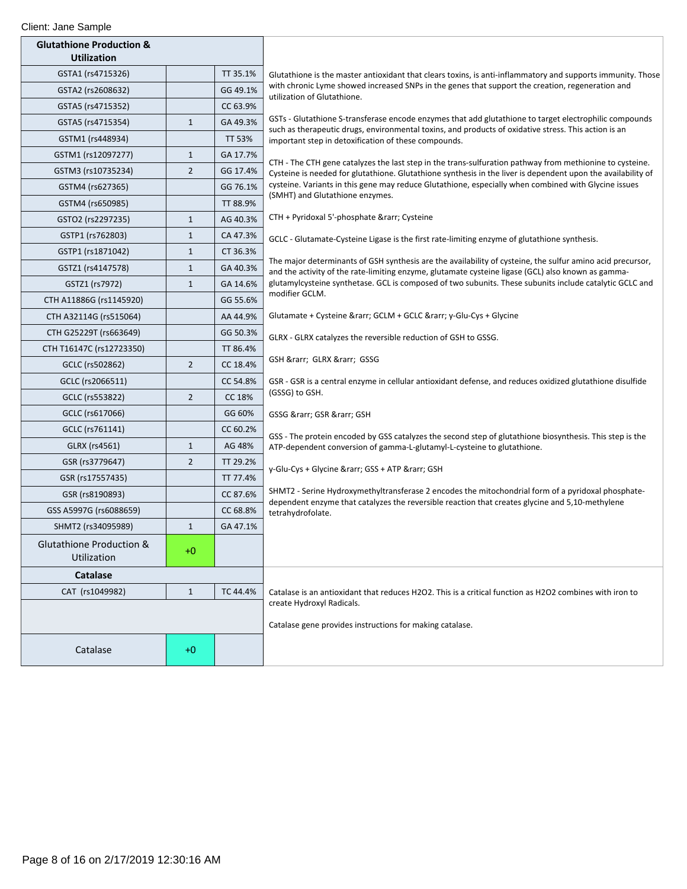Client: Jane Sample

## Glutathione Production & Utilization

| Gene (SNP) | | Result |
|---|---|---|
| GSTA1 (rs4715326) | | TT 35.1% |
| GSTA2 (rs2608632) | | GG 49.1% |
| GSTA5 (rs4715352) | | CC 63.9% |
| GSTA5 (rs4715354) | 1 | GA 49.3% |
| GSTM1 (rs448934) | | TT 53% |
| GSTM1 (rs12097277) | 1 | GA 17.7% |
| GSTM3 (rs10735234) | 2 | GG 17.4% |
| GSTM4 (rs627365) | | GG 76.1% |
| GSTM4 (rs650985) | | TT 88.9% |
| GSTO2 (rs2297235) | 1 | AG 40.3% |
| GSTP1 (rs762803) | 1 | CA 47.3% |
| GSTP1 (rs1871042) | 1 | CT 36.3% |
| GSTZ1 (rs4147578) | 1 | GA 40.3% |
| GSTZ1 (rs7972) | 1 | GA 14.6% |
| CTH A11886G (rs1145920) | | GG 55.6% |
| CTH A32114G (rs515064) | | AA 44.9% |
| CTH G25229T (rs663649) | | GG 50.3% |
| CTH T16147C (rs12723350) | | TT 86.4% |
| GCLC (rs502862) | 2 | CC 18.4% |
| GCLC (rs2066511) | | CC 54.8% |
| GCLC (rs553822) | 2 | CC 18% |
| GCLC (rs617066) | | GG 60% |
| GCLC (rs761141) | | CC 60.2% |
| GLRX (rs4561) | 1 | AG 48% |
| GSR (rs3779647) | 2 | TT 29.2% |
| GSR (rs17557435) | | TT 77.4% |
| GSR (rs8190893) | | CC 87.6% |
| GSS A5997G (rs6088659) | | CC 68.8% |
| SHMT2 (rs34095989) | 1 | GA 47.1% |
| Glutathione Production & Utilization | +0 | |

Glutathione is the master antioxidant that clears toxins, is anti-inflammatory and supports immunity. Those with chronic Lyme showed increased SNPs in the genes that support the creation, regeneration and utilization of Glutathione.

GSTs - Glutathione S-transferase encode enzymes that add glutathione to target electrophilic compounds such as therapeutic drugs, environmental toxins, and products of oxidative stress. This action is an important step in detoxification of these compounds.

CTH - The CTH gene catalyzes the last step in the trans-sulfuration pathway from methionine to cysteine. Cysteine is needed for glutathione. Glutathione synthesis in the liver is dependent upon the availability of cysteine. Variants in this gene may reduce Glutathione, especially when combined with Glycine issues (SMHT) and Glutathione enzymes.

CTH + Pyridoxal 5'-phosphate &rarr; Cysteine

GCLC - Glutamate-Cysteine Ligase is the first rate-limiting enzyme of glutathione synthesis.

The major determinants of GSH synthesis are the availability of cysteine, the sulfur amino acid precursor, and the activity of the rate-limiting enzyme, glutamate cysteine ligase (GCL) also known as gamma-glutamylcysteine synthetase. GCL is composed of two subunits. These subunits include catalytic GCLC and modifier GCLM.

Glutamate + Cysteine &rarr; GCLM + GCLC &rarr; y-Glu-Cys + Glycine

GLRX - GLRX catalyzes the reversible reduction of GSH to GSSG.

GSH &rarr; GLRX &rarr; GSSG

GSR - GSR is a central enzyme in cellular antioxidant defense, and reduces oxidized glutathione disulfide (GSSG) to GSH.

GSSG &rarr; GSR &rarr; GSH

GSS - The protein encoded by GSS catalyzes the second step of glutathione biosynthesis. This step is the ATP-dependent conversion of gamma-L-glutamyl-L-cysteine to glutathione.

y-Glu-Cys + Glycine &rarr; GSS + ATP &rarr; GSH

SHMT2 - Serine Hydroxymethyltransferase 2 encodes the mitochondrial form of a pyridoxal phosphate-dependent enzyme that catalyzes the reversible reaction that creates glycine and 5,10-methylene tetrahydrofolate.

## Catalase

| Gene (SNP) | | Result |
|---|---|---|
| CAT (rs1049982) | 1 | TC 44.4% |
| Catalase | +0 | |

Catalase is an antioxidant that reduces $H_2O_2$. This is a critical function as $H_2O_2$ combines with iron to create Hydroxyl Radicals.

Catalase gene provides instructions for making catalase.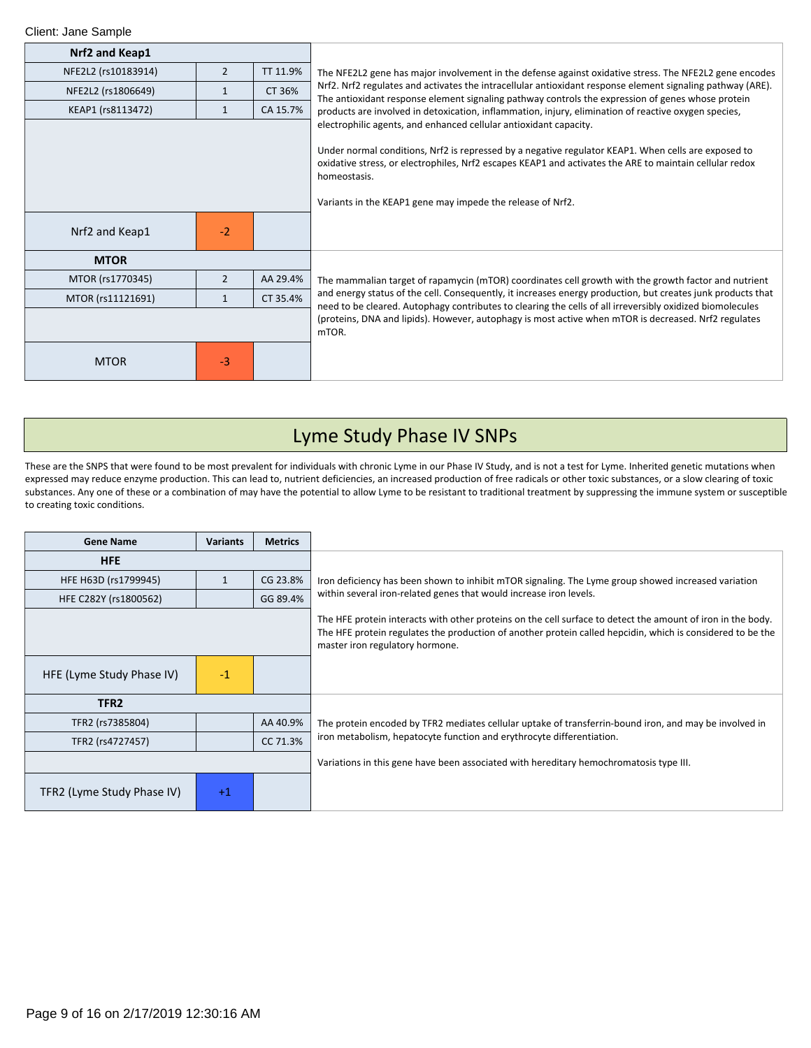Client: Jane Sample

| Nrf2 and Keap1 | | | |
|---|---|---|---|
| NFE2L2 (rs10183914) | 2 | TT 11.9% | The NFE2L2 gene has major involvement in the defense against oxidative stress. The NFE2L2 gene encodes Nrf2. Nrf2 regulates and activates the intracellular antioxidant response element signaling pathway (ARE). The antioxidant response element signaling pathway controls the expression of genes whose protein products are involved in detoxication, inflammation, injury, elimination of reactive oxygen species, electrophilic agents, and enhanced cellular antioxidant capacity.<br><br>Under normal conditions, Nrf2 is repressed by a negative regulator KEAP1. When cells are exposed to oxidative stress, or electrophiles, Nrf2 escapes KEAP1 and activates the ARE to maintain cellular redox homeostasis.<br><br>Variants in the KEAP1 gene may impede the release of Nrf2. |
| NFE2L2 (rs1806649) | 1 | CT 36% | |
| KEAP1 (rs8113472) | 1 | CA 15.7% | |
| Nrf2 and Keap1 | -2 | | |

| MTOR | | | |
|---|---|---|---|
| MTOR (rs1770345) | 2 | AA 29.4% | The mammalian target of rapamycin (mTOR) coordinates cell growth with the growth factor and nutrient and energy status of the cell. Consequently, it increases energy production, but creates junk products that need to be cleared. Autophagy contributes to clearing the cells of all irreversibly oxidized biomolecules (proteins, DNA and lipids). However, autophagy is most active when mTOR is decreased. Nrf2 regulates mTOR. |
| MTOR (rs11121691) | 1 | CT 35.4% | |
| MTOR | -3 | | |

# Lyme Study Phase IV SNPs

These are the SNPS that were found to be most prevalent for individuals with chronic Lyme in our Phase IV Study, and is not a test for Lyme. Inherited genetic mutations when expressed may reduce enzyme production. This can lead to, nutrient deficiencies, an increased production of free radicals or other toxic substances, or a slow clearing of toxic substances. Any one of these or a combination of may have the potential to allow Lyme to be resistant to traditional treatment by suppressing the immune system or susceptible to creating toxic conditions.

| Gene Name | Variants | Metrics | |
|---|---|---|---|
| **HFE** | | | |
| HFE H63D (rs1799945) | 1 | CG 23.8% | Iron deficiency has been shown to inhibit mTOR signaling. The Lyme group showed increased variation within several iron-related genes that would increase iron levels.<br><br>The HFE protein interacts with other proteins on the cell surface to detect the amount of iron in the body. The HFE protein regulates the production of another protein called hepcidin, which is considered to be the master iron regulatory hormone. |
| HFE C282Y (rs1800562) | | GG 89.4% | |
| HFE (Lyme Study Phase IV) | -1 | | |
| **TFR2** | | | |
| TFR2 (rs7385804) | | AA 40.9% | The protein encoded by TFR2 mediates cellular uptake of transferrin-bound iron, and may be involved in iron metabolism, hepatocyte function and erythrocyte differentiation.<br><br>Variations in this gene have been associated with hereditary hemochromatosis type III. |
| TFR2 (rs4727457) | | CC 71.3% | |
| TFR2 (Lyme Study Phase IV) | +1 | | |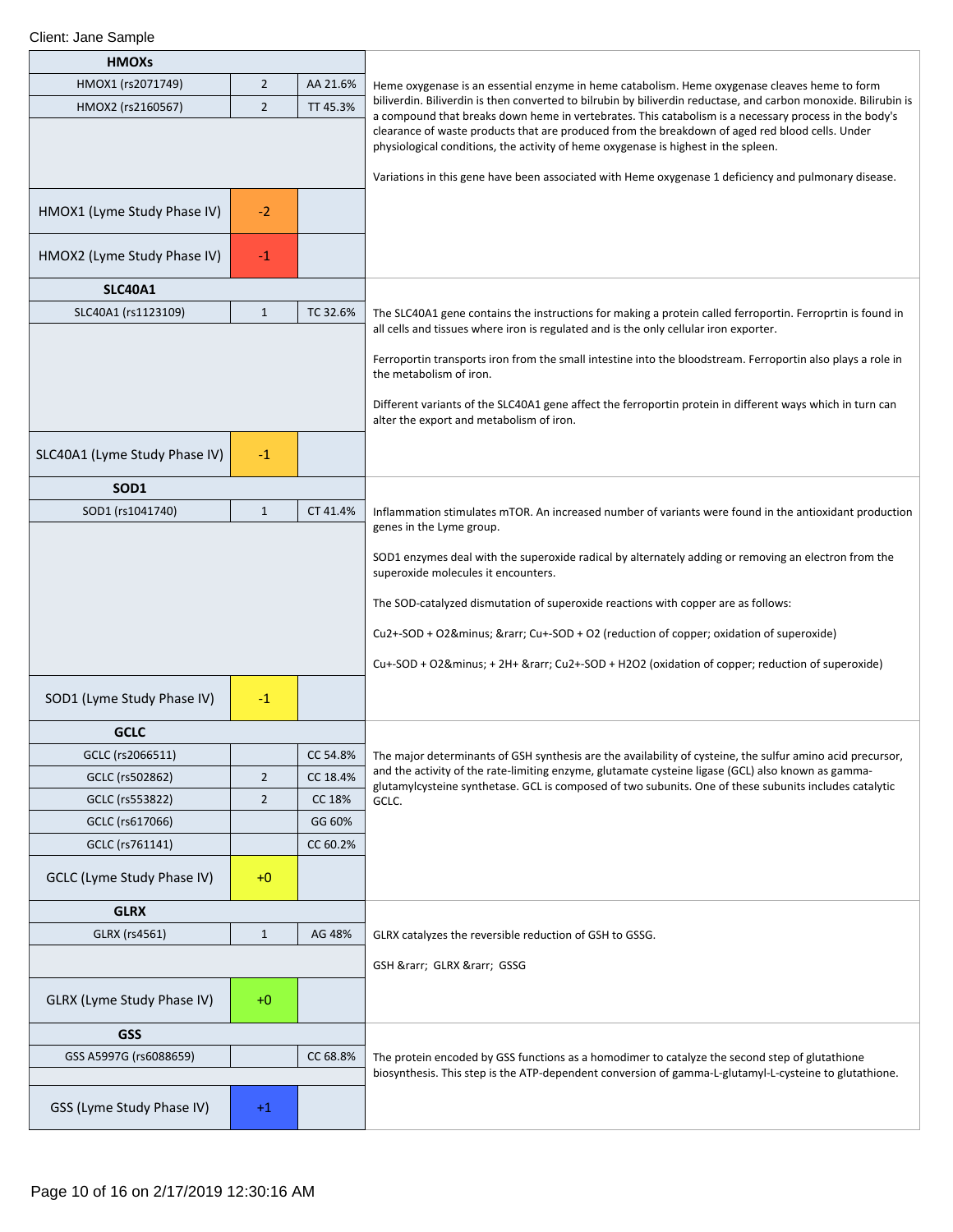Client: Jane Sample

| HMOXs | | |
|---|---|---|
| HMOX1 (rs2071749) | 2 | AA 21.6% |
| HMOX2 (rs2160567) | 2 | TT 45.3% |
| HMOX1 (Lyme Study Phase IV) | -2 | |
| HMOX2 (Lyme Study Phase IV) | -1 | |

Heme oxygenase is an essential enzyme in heme catabolism. Heme oxygenase cleaves heme to form biliverdin. Biliverdin is then converted to bilrubin by biliverdin reductase, and carbon monoxide. Bilirubin is a compound that breaks down heme in vertebrates. This catabolism is a necessary process in the body's clearance of waste products that are produced from the breakdown of aged red blood cells. Under physiological conditions, the activity of heme oxygenase is highest in the spleen.

Variations in this gene have been associated with Heme oxygenase 1 deficiency and pulmonary disease.

| SLC40A1 | | |
|---|---|---|
| SLC40A1 (rs1123109) | 1 | TC 32.6% |
| SLC40A1 (Lyme Study Phase IV) | -1 | |

The SLC40A1 gene contains the instructions for making a protein called ferroportin. Ferroprtin is found in all cells and tissues where iron is regulated and is the only cellular iron exporter.

Ferroportin transports iron from the small intestine into the bloodstream. Ferroportin also plays a role in the metabolism of iron.

Different variants of the SLC40A1 gene affect the ferroportin protein in different ways which in turn can alter the export and metabolism of iron.

| SOD1 | | |
|---|---|---|
| SOD1 (rs1041740) | 1 | CT 41.4% |
| SOD1 (Lyme Study Phase IV) | -1 | |

Inflammation stimulates mTOR. An increased number of variants were found in the antioxidant production genes in the Lyme group.

SOD1 enzymes deal with the superoxide radical by alternately adding or removing an electron from the superoxide molecules it encounters.

The SOD-catalyzed dismutation of superoxide reactions with copper are as follows:

Cu2+-SOD + O2&minus; &rarr; Cu+-SOD + O2 (reduction of copper; oxidation of superoxide)

Cu+-SOD + O2&minus; + 2H+ &rarr; Cu2+-SOD + H2O2 (oxidation of copper; reduction of superoxide)

| GCLC | | |
|---|---|---|
| GCLC (rs2066511) | | CC 54.8% |
| GCLC (rs502862) | 2 | CC 18.4% |
| GCLC (rs553822) | 2 | CC 18% |
| GCLC (rs617066) | | GG 60% |
| GCLC (rs761141) | | CC 60.2% |
| GCLC (Lyme Study Phase IV) | +0 | |

The major determinants of GSH synthesis are the availability of cysteine, the sulfur amino acid precursor, and the activity of the rate-limiting enzyme, glutamate cysteine ligase (GCL) also known as gamma-glutamylcysteine synthetase. GCL is composed of two subunits. One of these subunits includes catalytic GCLC.

| GLRX | | |
|---|---|---|
| GLRX (rs4561) | 1 | AG 48% |
| GLRX (Lyme Study Phase IV) | +0 | |

GLRX catalyzes the reversible reduction of GSH to GSSG.

GSH &rarr;  GLRX &rarr;  GSSG

| GSS | | |
|---|---|---|
| GSS A5997G (rs6088659) | | CC 68.8% |
| GSS (Lyme Study Phase IV) | +1 | |

The protein encoded by GSS functions as a homodimer to catalyze the second step of glutathione biosynthesis. This step is the ATP-dependent conversion of gamma-L-glutamyl-L-cysteine to glutathione.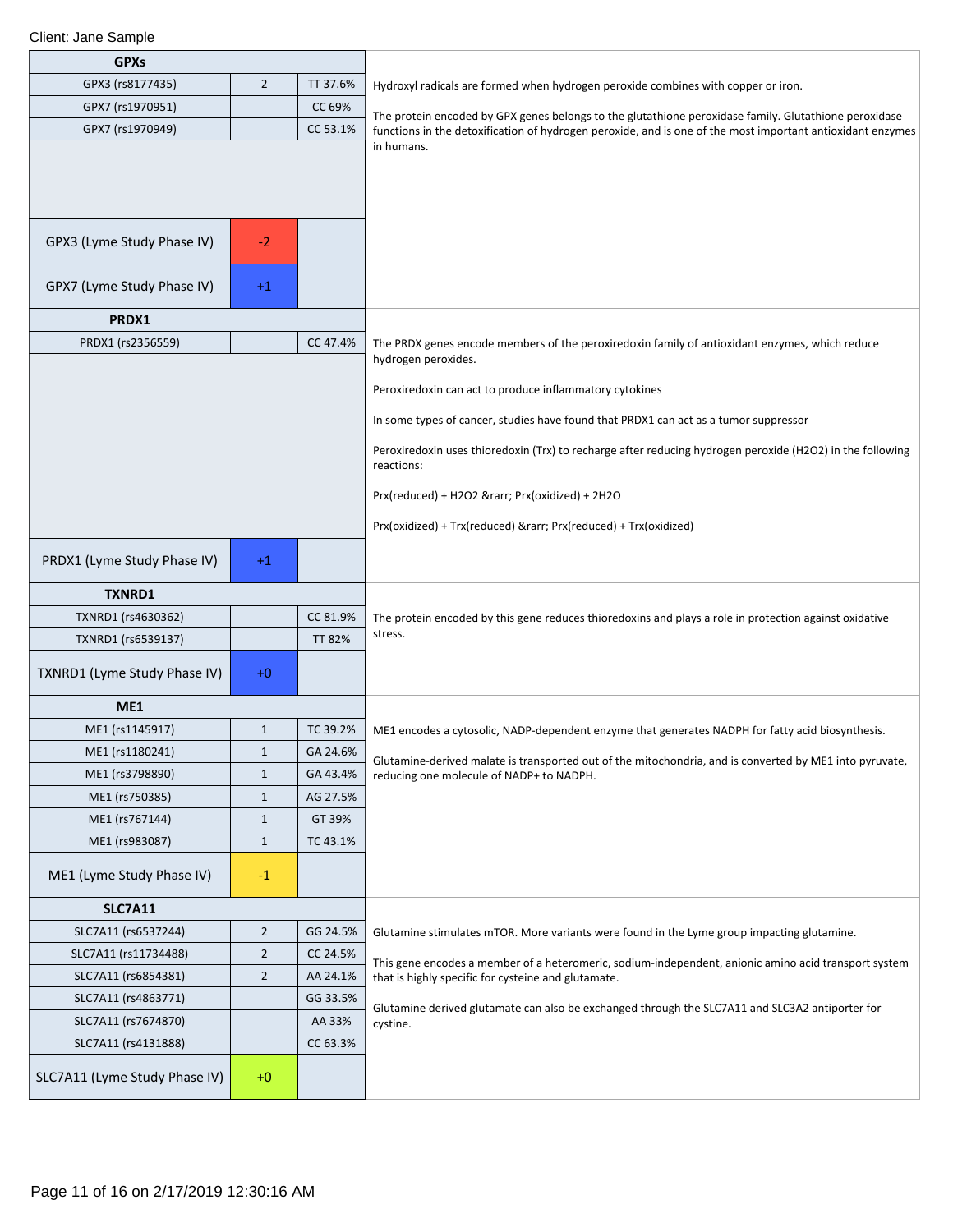Client: Jane Sample

## GPXs

| GPXs | | |
|---|---|---|
| GPX3 (rs8177435) | 2 | TT 37.6% |
| GPX7 (rs1970951) | | CC 69% |
| GPX7 (rs1970949) | | CC 53.1% |
| GPX3 (Lyme Study Phase IV) | -2 | |
| GPX7 (Lyme Study Phase IV) | +1 | |

Hydroxyl radicals are formed when hydrogen peroxide combines with copper or iron.

The protein encoded by GPX genes belongs to the glutathione peroxidase family. Glutathione peroxidase functions in the detoxification of hydrogen peroxide, and is one of the most important antioxidant enzymes in humans.

## PRDX1

| PRDX1 | | |
|---|---|---|
| PRDX1 (rs2356559) | | CC 47.4% |
| PRDX1 (Lyme Study Phase IV) | +1 | |

The PRDX genes encode members of the peroxiredoxin family of antioxidant enzymes, which reduce hydrogen peroxides.

Peroxiredoxin can act to produce inflammatory cytokines

In some types of cancer, studies have found that PRDX1 can act as a tumor suppressor

Peroxiredoxin uses thioredoxin (Trx) to recharge after reducing hydrogen peroxide ($H_2O_2$) in the following reactions:

Prx(reduced) + $H_2O_2$ &rarr; Prx(oxidized) + $2H_2O$

Prx(oxidized) + Trx(reduced) &rarr; Prx(reduced) + Trx(oxidized)

## TXNRD1

| TXNRD1 | | |
|---|---|---|
| TXNRD1 (rs4630362) | | CC 81.9% |
| TXNRD1 (rs6539137) | | TT 82% |
| TXNRD1 (Lyme Study Phase IV) | +0 | |

The protein encoded by this gene reduces thioredoxins and plays a role in protection against oxidative stress.

## ME1

| ME1 | | |
|---|---|---|
| ME1 (rs1145917) | 1 | TC 39.2% |
| ME1 (rs1180241) | 1 | GA 24.6% |
| ME1 (rs3798890) | 1 | GA 43.4% |
| ME1 (rs750385) | 1 | AG 27.5% |
| ME1 (rs767144) | 1 | GT 39% |
| ME1 (rs983087) | 1 | TC 43.1% |
| ME1 (Lyme Study Phase IV) | -1 | |

ME1 encodes a cytosolic, NADP-dependent enzyme that generates NADPH for fatty acid biosynthesis.

Glutamine-derived malate is transported out of the mitochondria, and is converted by ME1 into pyruvate, reducing one molecule of NADP+ to NADPH.

## SLC7A11

| SLC7A11 | | |
|---|---|---|
| SLC7A11 (rs6537244) | 2 | GG 24.5% |
| SLC7A11 (rs11734488) | 2 | CC 24.5% |
| SLC7A11 (rs6854381) | 2 | AA 24.1% |
| SLC7A11 (rs4863771) | | GG 33.5% |
| SLC7A11 (rs7674870) | | AA 33% |
| SLC7A11 (rs4131888) | | CC 63.3% |
| SLC7A11 (Lyme Study Phase IV) | +0 | |

Glutamine stimulates mTOR. More variants were found in the Lyme group impacting glutamine.

This gene encodes a member of a heteromeric, sodium-independent, anionic amino acid transport system that is highly specific for cysteine and glutamate.

Glutamine derived glutamate can also be exchanged through the SLC7A11 and SLC3A2 antiporter for cystine.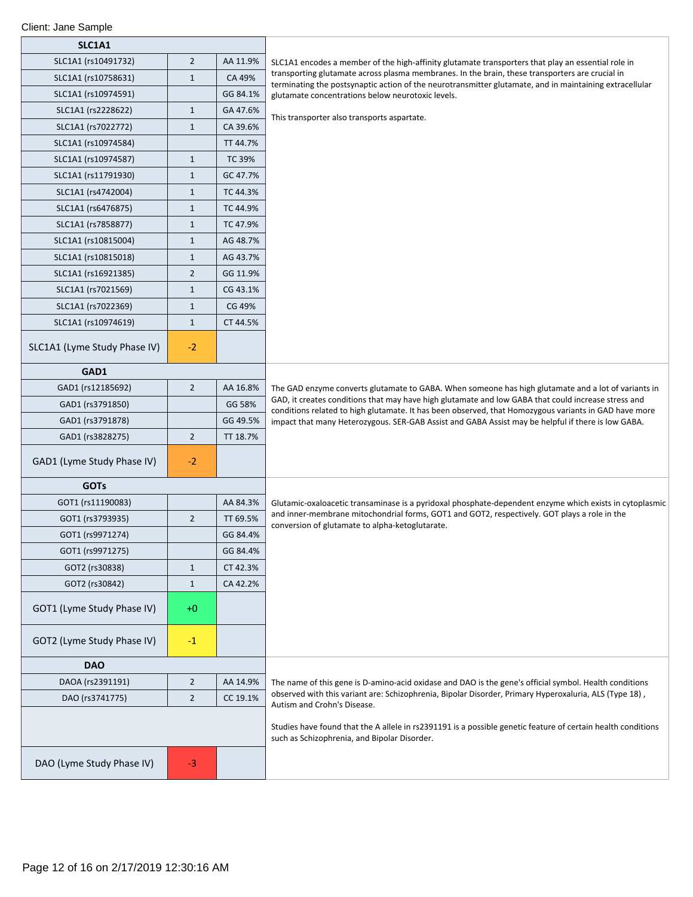Client: Jane Sample

| SLC1A1 | | |
|---|---|---|
| SLC1A1 (rs10491732) | 2 | AA 11.9% |
| SLC1A1 (rs10758631) | 1 | CA 49% |
| SLC1A1 (rs10974591) | | GG 84.1% |
| SLC1A1 (rs2228622) | 1 | GA 47.6% |
| SLC1A1 (rs7022772) | 1 | CA 39.6% |
| SLC1A1 (rs10974584) | | TT 44.7% |
| SLC1A1 (rs10974587) | 1 | TC 39% |
| SLC1A1 (rs11791930) | 1 | GC 47.7% |
| SLC1A1 (rs4742004) | 1 | TC 44.3% |
| SLC1A1 (rs6476875) | 1 | TC 44.9% |
| SLC1A1 (rs7858877) | 1 | TC 47.9% |
| SLC1A1 (rs10815004) | 1 | AG 48.7% |
| SLC1A1 (rs10815018) | 1 | AG 43.7% |
| SLC1A1 (rs16921385) | 2 | GG 11.9% |
| SLC1A1 (rs7021569) | 1 | CG 43.1% |
| SLC1A1 (rs7022369) | 1 | CG 49% |
| SLC1A1 (rs10974619) | 1 | CT 44.5% |
| SLC1A1 (Lyme Study Phase IV) | -2 | |

SLC1A1 encodes a member of the high-affinity glutamate transporters that play an essential role in transporting glutamate across plasma membranes. In the brain, these transporters are crucial in terminating the postsynaptic action of the neurotransmitter glutamate, and in maintaining extracellular glutamate concentrations below neurotoxic levels.

This transporter also transports aspartate.

| GAD1 | | |
|---|---|---|
| GAD1 (rs12185692) | 2 | AA 16.8% |
| GAD1 (rs3791850) | | GG 58% |
| GAD1 (rs3791878) | | GG 49.5% |
| GAD1 (rs3828275) | 2 | TT 18.7% |
| GAD1 (Lyme Study Phase IV) | -2 | |

The GAD enzyme converts glutamate to GABA. When someone has high glutamate and a lot of variants in GAD, it creates conditions that may have high glutamate and low GABA that could increase stress and conditions related to high glutamate. It has been observed, that Homozygous variants in GAD have more impact that many Heterozygous. SER-GAB Assist and GABA Assist may be helpful if there is low GABA.

| GOTs | | |
|---|---|---|
| GOT1 (rs11190083) | | AA 84.3% |
| GOT1 (rs3793935) | 2 | TT 69.5% |
| GOT1 (rs9971274) | | GG 84.4% |
| GOT1 (rs9971275) | | GG 84.4% |
| GOT2 (rs30838) | 1 | CT 42.3% |
| GOT2 (rs30842) | 1 | CA 42.2% |
| GOT1 (Lyme Study Phase IV) | +0 | |
| GOT2 (Lyme Study Phase IV) | -1 | |

Glutamic-oxaloacetic transaminase is a pyridoxal phosphate-dependent enzyme which exists in cytoplasmic and inner-membrane mitochondrial forms, GOT1 and GOT2, respectively. GOT plays a role in the conversion of glutamate to alpha-ketoglutarate.

| DAO | | |
|---|---|---|
| DAOA (rs2391191) | 2 | AA 14.9% |
| DAO (rs3741775) | 2 | CC 19.1% |
| DAO (Lyme Study Phase IV) | -3 | |

The name of this gene is D-amino-acid oxidase and DAO is the gene's official symbol. Health conditions observed with this variant are: Schizophrenia, Bipolar Disorder, Primary Hyperoxaluria, ALS (Type 18) , Autism and Crohn's Disease.

Studies have found that the A allele in rs2391191 is a possible genetic feature of certain health conditions such as Schizophrenia, and Bipolar Disorder.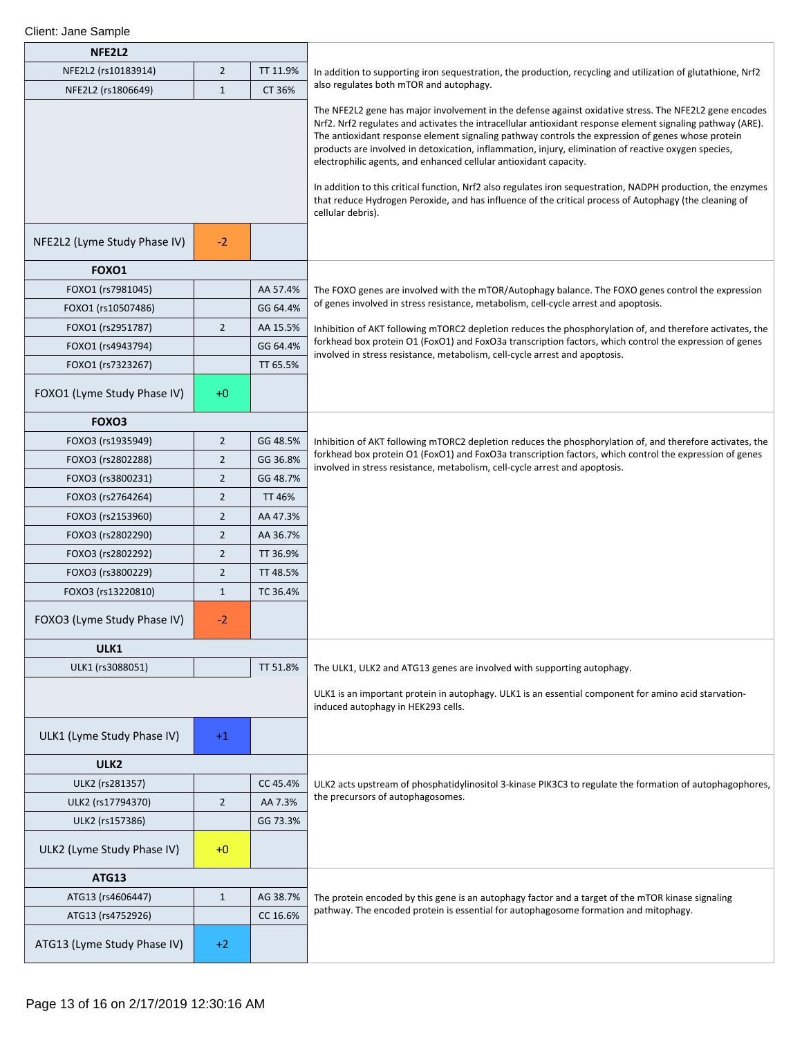Client: Jane Sample

## NFE2L2

| NFE2L2 | | |
|---|---|---|
| NFE2L2 (rs10183914) | 2 | TT 11.9% |
| NFE2L2 (rs1806649) | 1 | CT 36% |
| NFE2L2 (Lyme Study Phase IV) | -2 | |

In addition to supporting iron sequestration, the production, recycling and utilization of glutathione, Nrf2 also regulates both mTOR and autophagy.

The NFE2L2 gene has major involvement in the defense against oxidative stress. The NFE2L2 gene encodes Nrf2. Nrf2 regulates and activates the intracellular antioxidant response element signaling pathway (ARE). The antioxidant response element signaling pathway controls the expression of genes whose protein products are involved in detoxication, inflammation, injury, elimination of reactive oxygen species, electrophilic agents, and enhanced cellular antioxidant capacity.

In addition to this critical function, Nrf2 also regulates iron sequestration, NADPH production, the enzymes that reduce Hydrogen Peroxide, and has influence of the critical process of Autophagy (the cleaning of cellular debris).

## FOXO1

| FOXO1 | | |
|---|---|---|
| FOXO1 (rs7981045) | | AA 57.4% |
| FOXO1 (rs10507486) | | GG 64.4% |
| FOXO1 (rs2951787) | 2 | AA 15.5% |
| FOXO1 (rs4943794) | | GG 64.4% |
| FOXO1 (rs7323267) | | TT 65.5% |
| FOXO1 (Lyme Study Phase IV) | +0 | |

The FOXO genes are involved with the mTOR/Autophagy balance. The FOXO genes control the expression of genes involved in stress resistance, metabolism, cell-cycle arrest and apoptosis.

Inhibition of AKT following mTORC2 depletion reduces the phosphorylation of, and therefore activates, the forkhead box protein O1 (FoxO1) and FoxO3a transcription factors, which control the expression of genes involved in stress resistance, metabolism, cell-cycle arrest and apoptosis.

## FOXO3

| FOXO3 | | |
|---|---|---|
| FOXO3 (rs1935949) | 2 | GG 48.5% |
| FOXO3 (rs2802288) | 2 | GG 36.8% |
| FOXO3 (rs3800231) | 2 | GG 48.7% |
| FOXO3 (rs2764264) | 2 | TT 46% |
| FOXO3 (rs2153960) | 2 | AA 47.3% |
| FOXO3 (rs2802290) | 2 | AA 36.7% |
| FOXO3 (rs2802292) | 2 | TT 36.9% |
| FOXO3 (rs3800229) | 2 | TT 48.5% |
| FOXO3 (rs13220810) | 1 | TC 36.4% |
| FOXO3 (Lyme Study Phase IV) | -2 | |

Inhibition of AKT following mTORC2 depletion reduces the phosphorylation of, and therefore activates, the forkhead box protein O1 (FoxO1) and FoxO3a transcription factors, which control the expression of genes involved in stress resistance, metabolism, cell-cycle arrest and apoptosis.

## ULK1

| ULK1 | | |
|---|---|---|
| ULK1 (rs3088051) | | TT 51.8% |
| ULK1 (Lyme Study Phase IV) | +1 | |

The ULK1, ULK2 and ATG13 genes are involved with supporting autophagy.

ULK1 is an important protein in autophagy. ULK1 is an essential component for amino acid starvation-induced autophagy in HEK293 cells.

## ULK2

| ULK2 | | |
|---|---|---|
| ULK2 (rs281357) | | CC 45.4% |
| ULK2 (rs17794370) | 2 | AA 7.3% |
| ULK2 (rs157386) | | GG 73.3% |
| ULK2 (Lyme Study Phase IV) | +0 | |

ULK2 acts upstream of phosphatidylinositol 3-kinase PIK3C3 to regulate the formation of autophagophores, the precursors of autophagosomes.

## ATG13

| ATG13 | | |
|---|---|---|
| ATG13 (rs4606447) | 1 | AG 38.7% |
| ATG13 (rs4752926) | | CC 16.6% |
| ATG13 (Lyme Study Phase IV) | +2 | |

The protein encoded by this gene is an autophagy factor and a target of the mTOR kinase signaling pathway. The encoded protein is essential for autophagosome formation and mitophagy.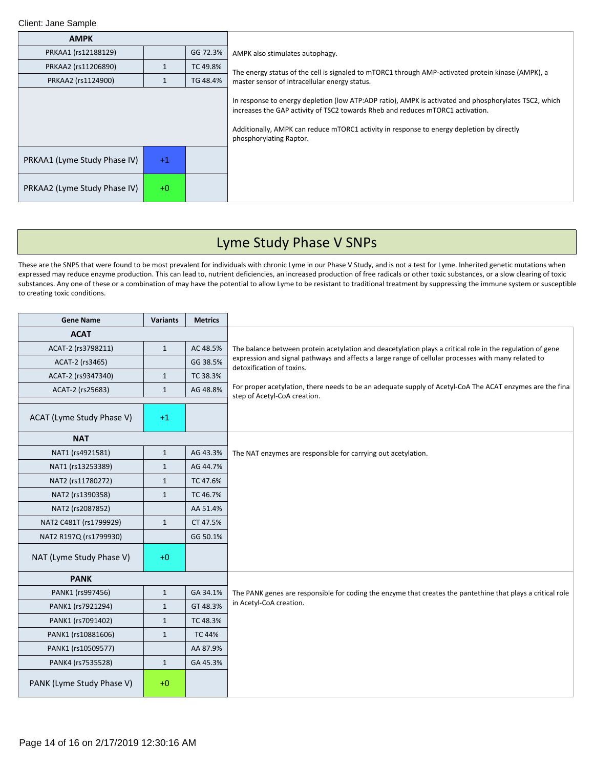Client: Jane Sample

| AMPK | | |
|---|---|---|
| PRKAA1 (rs12188129) | | GG 72.3% |
| PRKAA2 (rs11206890) | 1 | TC 49.8% |
| PRKAA2 (rs1124900) | 1 | TG 48.4% |
| PRKAA1 (Lyme Study Phase IV) | +1 | |
| PRKAA2 (Lyme Study Phase IV) | +0 | |

AMPK also stimulates autophagy.

The energy status of the cell is signaled to mTORC1 through AMP-activated protein kinase (AMPK), a master sensor of intracellular energy status.

In response to energy depletion (low ATP:ADP ratio), AMPK is activated and phosphorylates TSC2, which increases the GAP activity of TSC2 towards Rheb and reduces mTORC1 activation.

Additionally, AMPK can reduce mTORC1 activity in response to energy depletion by directly phosphorylating Raptor.

# Lyme Study Phase V SNPs

These are the SNPS that were found to be most prevalent for individuals with chronic Lyme in our Phase V Study, and is not a test for Lyme. Inherited genetic mutations when expressed may reduce enzyme production. This can lead to, nutrient deficiencies, an increased production of free radicals or other toxic substances, or a slow clearing of toxic substances. Any one of these or a combination of may have the potential to allow Lyme to be resistant to traditional treatment by suppressing the immune system or susceptible to creating toxic conditions.

| Gene Name | Variants | Metrics |
|---|---|---|
| **ACAT** | | |
| ACAT-2 (rs3798211) | 1 | AC 48.5% |
| ACAT-2 (rs3465) | | GG 38.5% |
| ACAT-2 (rs9347340) | 1 | TC 38.3% |
| ACAT-2 (rs25683) | 1 | AG 48.8% |
| ACAT (Lyme Study Phase V) | +1 | |

The balance between protein acetylation and deacetylation plays a critical role in the regulation of gene expression and signal pathways and affects a large range of cellular processes with many related to detoxification of toxins.

For proper acetylation, there needs to be an adequate supply of Acetyl-CoA The ACAT enzymes are the fina step of Acetyl-CoA creation.

| Gene Name | Variants | Metrics |
|---|---|---|
| **NAT** | | |
| NAT1 (rs4921581) | 1 | AG 43.3% |
| NAT1 (rs13253389) | 1 | AG 44.7% |
| NAT2 (rs11780272) | 1 | TC 47.6% |
| NAT2 (rs1390358) | 1 | TC 46.7% |
| NAT2 (rs2087852) | | AA 51.4% |
| NAT2 C481T (rs1799929) | 1 | CT 47.5% |
| NAT2 R197Q (rs1799930) | | GG 50.1% |
| NAT (Lyme Study Phase V) | +0 | |

The NAT enzymes are responsible for carrying out acetylation.

| Gene Name | Variants | Metrics |
|---|---|---|
| **PANK** | | |
| PANK1 (rs997456) | 1 | GA 34.1% |
| PANK1 (rs7921294) | 1 | GT 48.3% |
| PANK1 (rs7091402) | 1 | TC 48.3% |
| PANK1 (rs10881606) | 1 | TC 44% |
| PANK1 (rs10509577) | | AA 87.9% |
| PANK4 (rs7535528) | 1 | GA 45.3% |
| PANK (Lyme Study Phase V) | +0 | |

The PANK genes are responsible for coding the enzyme that creates the pantethine that plays a critical role in Acetyl-CoA creation.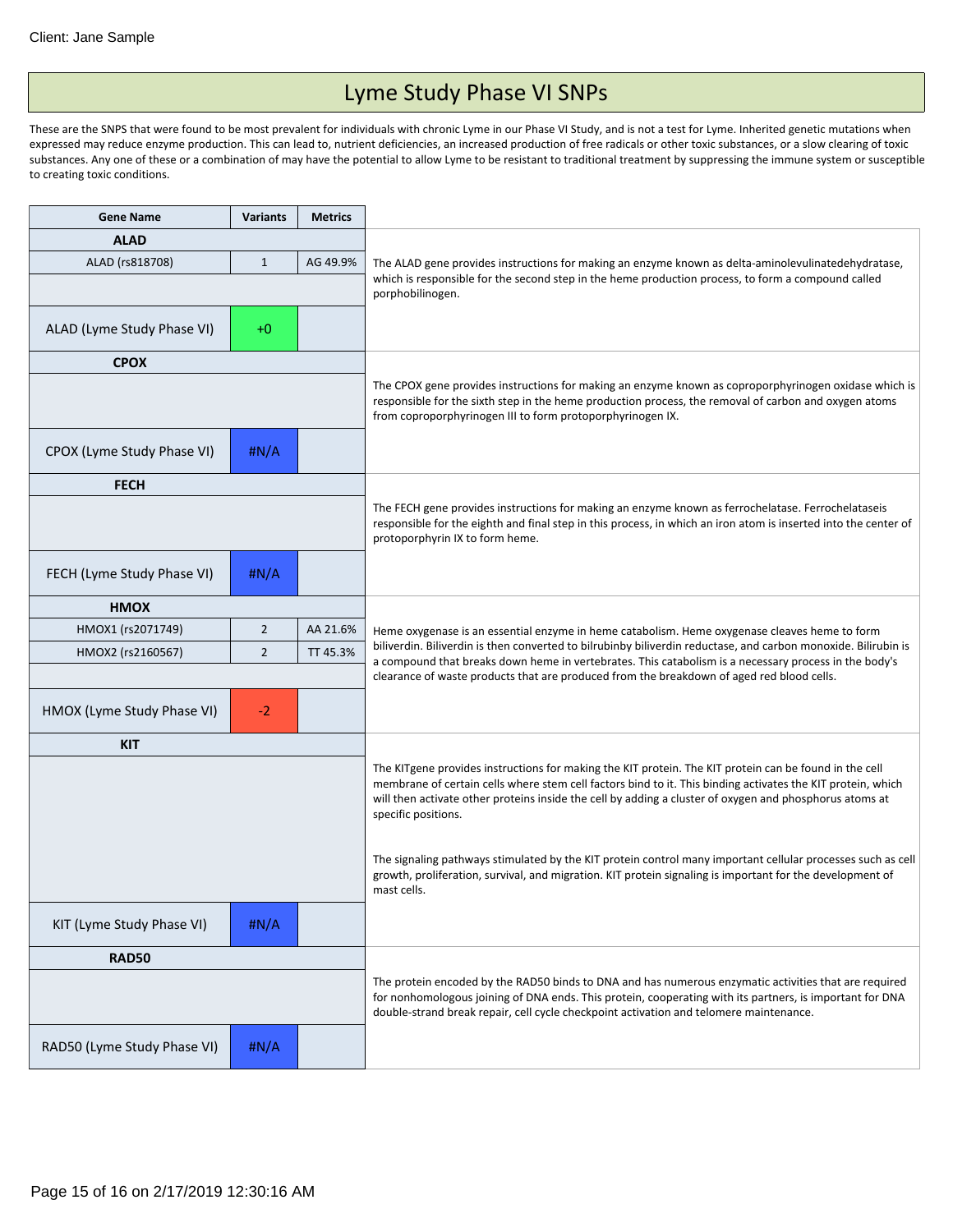Client: Jane Sample

# Lyme Study Phase VI SNPs

These are the SNPS that were found to be most prevalent for individuals with chronic Lyme in our Phase VI Study, and is not a test for Lyme. Inherited genetic mutations when expressed may reduce enzyme production. This can lead to, nutrient deficiencies, an increased production of free radicals or other toxic substances, or a slow clearing of toxic substances. Any one of these or a combination of may have the potential to allow Lyme to be resistant to traditional treatment by suppressing the immune system or susceptible to creating toxic conditions.

| Gene Name | Variants | Metrics | |
|---|---|---|---|
| **ALAD** | | | The ALAD gene provides instructions for making an enzyme known as delta-aminolevulinatedehydratase, which is responsible for the second step in the heme production process, to form a compound called porphobilinogen. |
| ALAD (rs818708) | 1 | AG 49.9% | |
| | | | |
| ALAD (Lyme Study Phase VI) | +0 | | |
| **CPOX** | | | The CPOX gene provides instructions for making an enzyme known as coproporphyrinogen oxidase which is responsible for the sixth step in the heme production process, the removal of carbon and oxygen atoms from coproporphyrinogen III to form protoporphyrinogen IX. |
| | | | |
| CPOX (Lyme Study Phase VI) | #N/A | | |
| **FECH** | | | The FECH gene provides instructions for making an enzyme known as ferrochelatase. Ferrochelataseis responsible for the eighth and final step in this process, in which an iron atom is inserted into the center of protoporphyrin IX to form heme. |
| | | | |
| FECH (Lyme Study Phase VI) | #N/A | | |
| **HMOX** | | | Heme oxygenase is an essential enzyme in heme catabolism. Heme oxygenase cleaves heme to form biliverdin. Biliverdin is then converted to bilrubinby biliverdin reductase, and carbon monoxide. Bilirubin is a compound that breaks down heme in vertebrates. This catabolism is a necessary process in the body's clearance of waste products that are produced from the breakdown of aged red blood cells. |
| HMOX1 (rs2071749) | 2 | AA 21.6% | |
| HMOX2 (rs2160567) | 2 | TT 45.3% | |
| | | | |
| HMOX (Lyme Study Phase VI) | -2 | | |
| **KIT** | | | The KITgene provides instructions for making the KIT protein. The KIT protein can be found in the cell membrane of certain cells where stem cell factors bind to it. This binding activates the KIT protein, which will then activate other proteins inside the cell by adding a cluster of oxygen and phosphorus atoms at specific positions.<br><br>The signaling pathways stimulated by the KIT protein control many important cellular processes such as cell growth, proliferation, survival, and migration. KIT protein signaling is important for the development of mast cells. |
| | | | |
| KIT (Lyme Study Phase VI) | #N/A | | |
| **RAD50** | | | The protein encoded by the RAD50 binds to DNA and has numerous enzymatic activities that are required for nonhomologous joining of DNA ends. This protein, cooperating with its partners, is important for DNA double-strand break repair, cell cycle checkpoint activation and telomere maintenance. |
| | | | |
| RAD50 (Lyme Study Phase VI) | #N/A | | |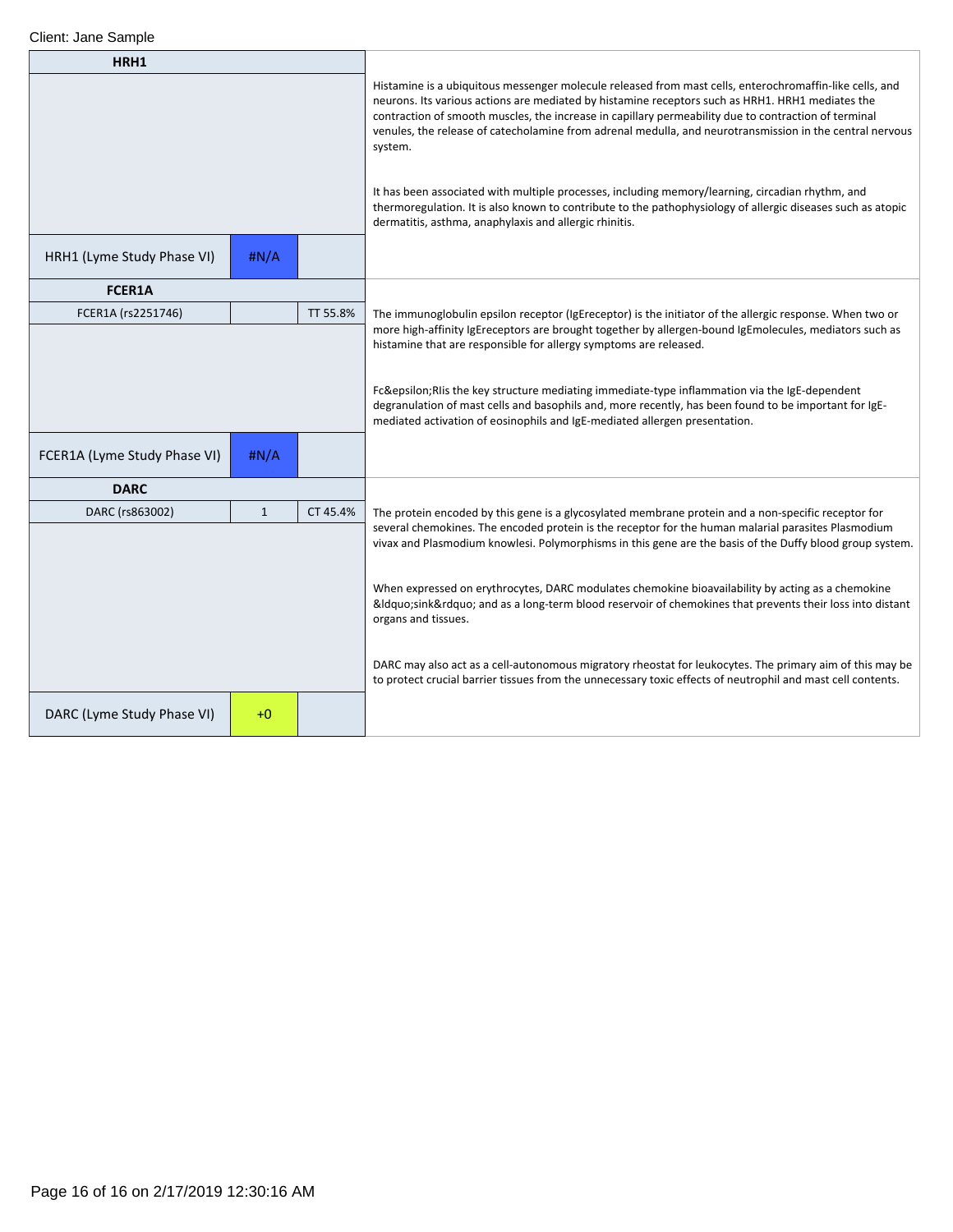Client: Jane Sample

| HRH1 | | | |
|---|---|---|---|
| | | | Histamine is a ubiquitous messenger molecule released from mast cells, enterochromaffin-like cells, and neurons. Its various actions are mediated by histamine receptors such as HRH1. HRH1 mediates the contraction of smooth muscles, the increase in capillary permeability due to contraction of terminal venules, the release of catecholamine from adrenal medulla, and neurotransmission in the central nervous system.<br><br>It has been associated with multiple processes, including memory/learning, circadian rhythm, and thermoregulation. It is also known to contribute to the pathophysiology of allergic diseases such as atopic dermatitis, asthma, anaphylaxis and allergic rhinitis. |
| HRH1 (Lyme Study Phase VI) | #N/A | | |

| FCER1A | | | |
|---|---|---|---|
| FCER1A (rs2251746) | | TT 55.8% | The immunoglobulin epsilon receptor (IgEreceptor) is the initiator of the allergic response. When two or more high-affinity IgEreceptors are brought together by allergen-bound IgEmolecules, mediators such as histamine that are responsible for allergy symptoms are released.<br><br>Fc&epsilon;RIis the key structure mediating immediate-type inflammation via the IgE-dependent degranulation of mast cells and basophils and, more recently, has been found to be important for IgE-mediated activation of eosinophils and IgE-mediated allergen presentation. |
| FCER1A (Lyme Study Phase VI) | #N/A | | |

| DARC | | | |
|---|---|---|---|
| DARC (rs863002) | 1 | CT 45.4% | The protein encoded by this gene is a glycosylated membrane protein and a non-specific receptor for several chemokines. The encoded protein is the receptor for the human malarial parasites Plasmodium vivax and Plasmodium knowlesi. Polymorphisms in this gene are the basis of the Duffy blood group system.<br><br>When expressed on erythrocytes, DARC modulates chemokine bioavailability by acting as a chemokine &ldquo;sink&rdquo; and as a long-term blood reservoir of chemokines that prevents their loss into distant organs and tissues.<br><br>DARC may also act as a cell-autonomous migratory rheostat for leukocytes. The primary aim of this may be to protect crucial barrier tissues from the unnecessary toxic effects of neutrophil and mast cell contents. |
| DARC (Lyme Study Phase VI) | +0 | | |